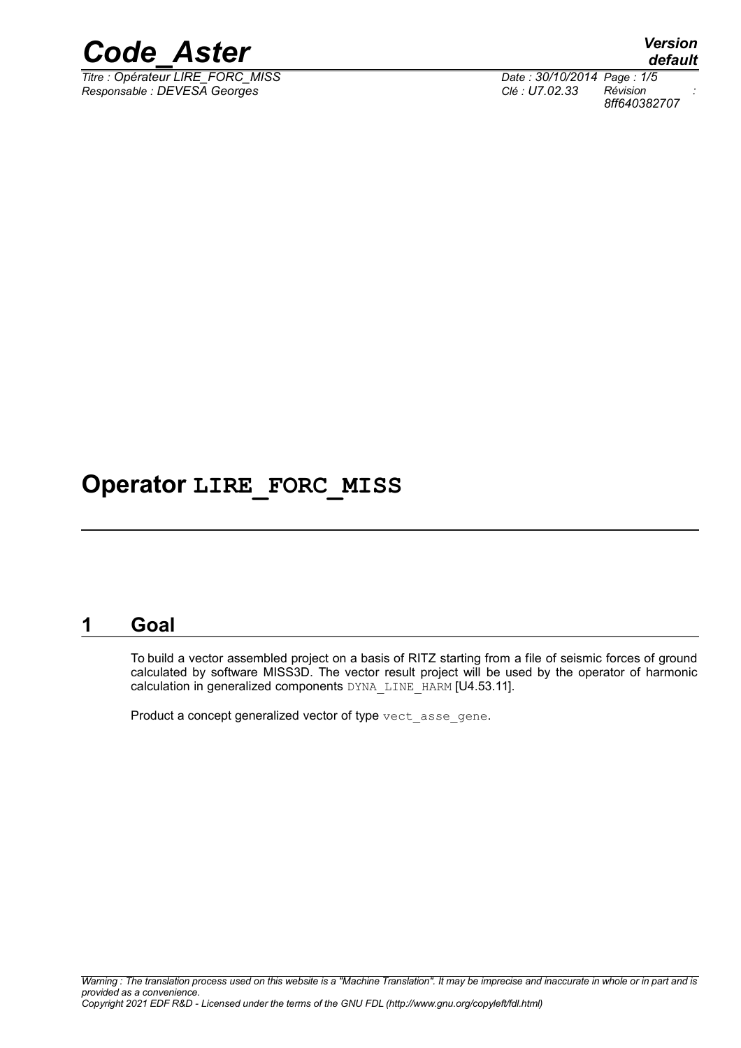# Operator LIRE_FORC_MISS

## 1 Goal

To build a vector assembled project on a basis of RITZ starting from a file of seismic forces of ground calculated by software MISS3D. The vector result project will be used by the operator of harmonic calculation in generalized components DYNA_LINE_HARM [U4.53.11].

Product a concept generalized vector of type vect_asse_gene.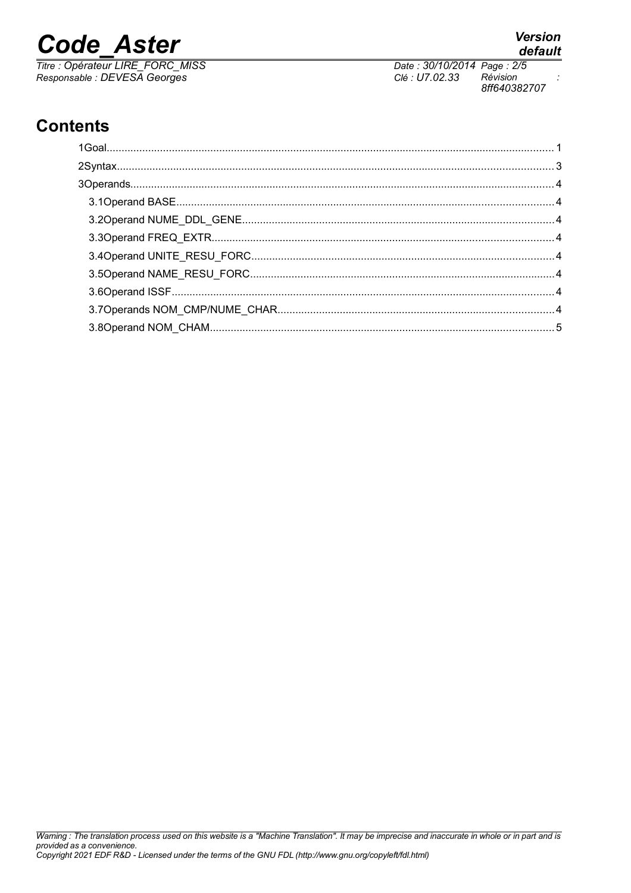## Contents

1Goal........................................................................................................................................... 1

2Syntax........................................................................................................................................ 3

3Operands.................................................................................................................................... 4

3.1Operand BASE.......................................................................................................................... 4

3.2Operand NUME_DDL_GENE..................................................................................................... 4

3.3Operand FREQ_EXTR............................................................................................................... 4

3.4Operand UNITE_RESU_FORC.................................................................................................. 4

3.5Operand NAME_RESU_FORC................................................................................................... 4

3.6Operand ISSF............................................................................................................................ 4

3.7Operands NOM_CMP/NUME_CHAR......................................................................................... 4

3.8Operand NOM_CHAM................................................................................................................ 5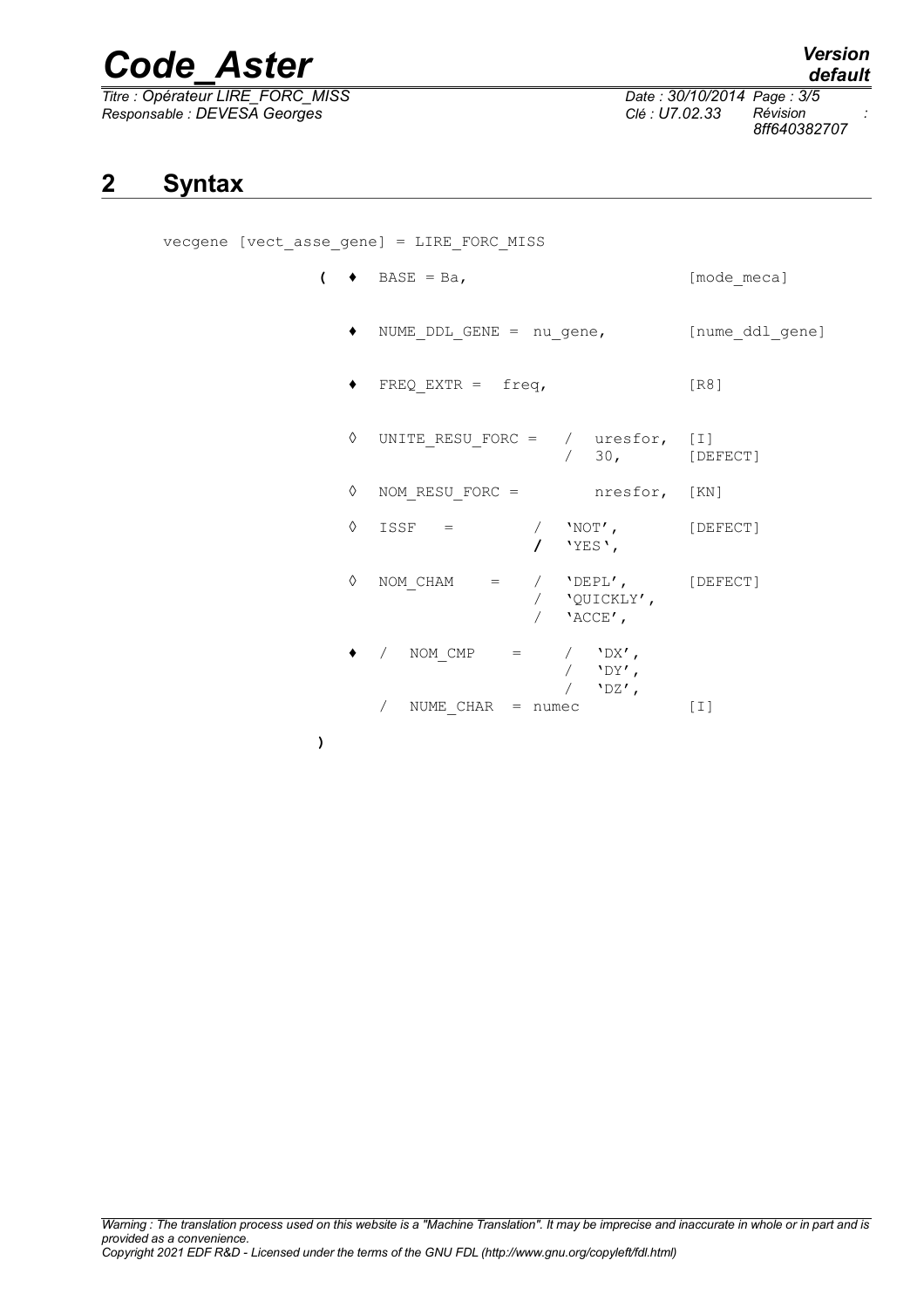## 2 Syntax

```
vecgene [vect_asse_gene] = LIRE_FORC_MISS

              (  ♦  BASE = Ba,                          [mode_meca]

                 ♦  NUME_DDL_GENE =  nu_gene,           [nume_ddl_gene]

                 ♦  FREQ_EXTR =  freq,                  [R8]

                 ◊  UNITE_RESU_FORC =  /  uresfor,      [I]
                                       /  30,           [DEFECT]

                 ◊  NOM_RESU_FORC =        nresfor,     [KN]

                 ◊  ISSF   =          /  'NOT',         [DEFECT]
                                      /  'YES',

                 ◊  NOM_CHAM    =    /  'DEPL',         [DEFECT]
                                     /  'QUICKLY',
                                     /  'ACCE',

                 ♦  /  NOM_CMP    =     /  'DX',
                                        /  'DY',
                                        /  'DZ',
                    /  NUME_CHAR  = numec               [I]

              )
```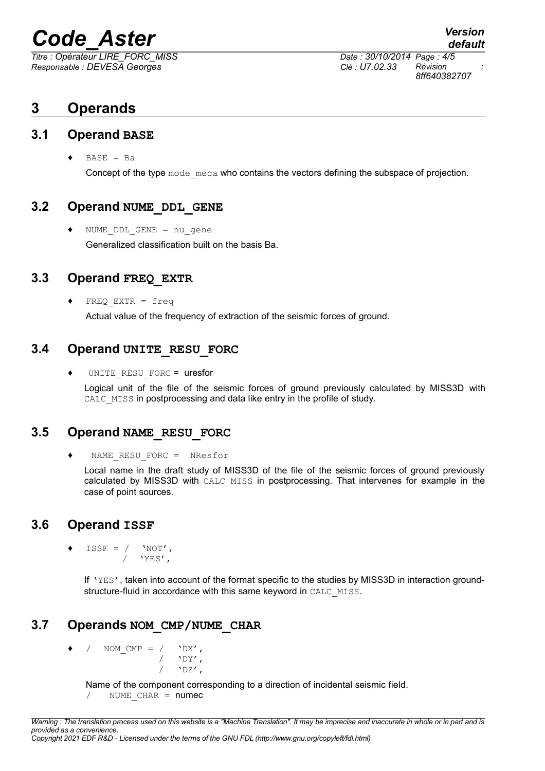# 3 Operands

## 3.1 Operand BASE

♦ `BASE = Ba`

Concept of the type `mode_meca` who contains the vectors defining the subspace of projection.

## 3.2 Operand NUME_DDL_GENE

♦ `NUME_DDL_GENE = nu_gene`

Generalized classification built on the basis Ba.

## 3.3 Operand FREQ_EXTR

♦ `FREQ_EXTR = freq`

Actual value of the frequency of extraction of the seismic forces of ground.

## 3.4 Operand UNITE_RESU_FORC

♦ `UNITE_RESU_FORC =` uresfor

Logical unit of the file of the seismic forces of ground previously calculated by MISS3D with `CALC_MISS` in postprocessing and data like entry in the profile of study.

## 3.5 Operand NAME_RESU_FORC

♦ `NAME_RESU_FORC = NResfor`

Local name in the draft study of MISS3D of the file of the seismic forces of ground previously calculated by MISS3D with `CALC_MISS` in postprocessing. That intervenes for example in the case of point sources.

## 3.6 Operand ISSF

```
♦  ISSF = /  'NOT',
          /  'YES',
```

If `'YES'`, taken into account of the format specific to the studies by MISS3D in interaction ground-structure-fluid in accordance with this same keyword in `CALC_MISS`.

## 3.7 Operands NOM_CMP/NUME_CHAR

```
♦  /  NOM_CMP = /  'DX',
                /  'DY',
                /  'DZ',
```

Name of the component corresponding to a direction of incidental seismic field.

`/ NUME_CHAR =` numec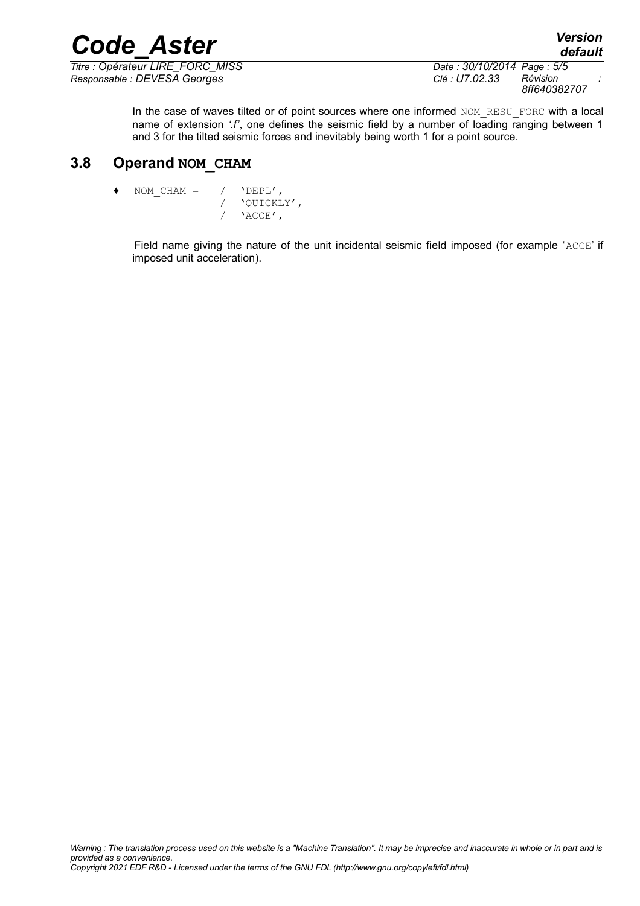In the case of waves tilted or of point sources where one informed NOM_RESU_FORC with a local name of extension *'.f'*, one defines the seismic field by a number of loading ranging between 1 and 3 for the tilted seismic forces and inevitably being worth 1 for a point source.

## 3.8 Operand NOM_CHAM

```
♦  NOM_CHAM =   /  'DEPL',
                /  'QUICKLY',
                /  'ACCE',
```

Field name giving the nature of the unit incidental seismic field imposed (for example 'ACCE' if imposed unit acceleration).